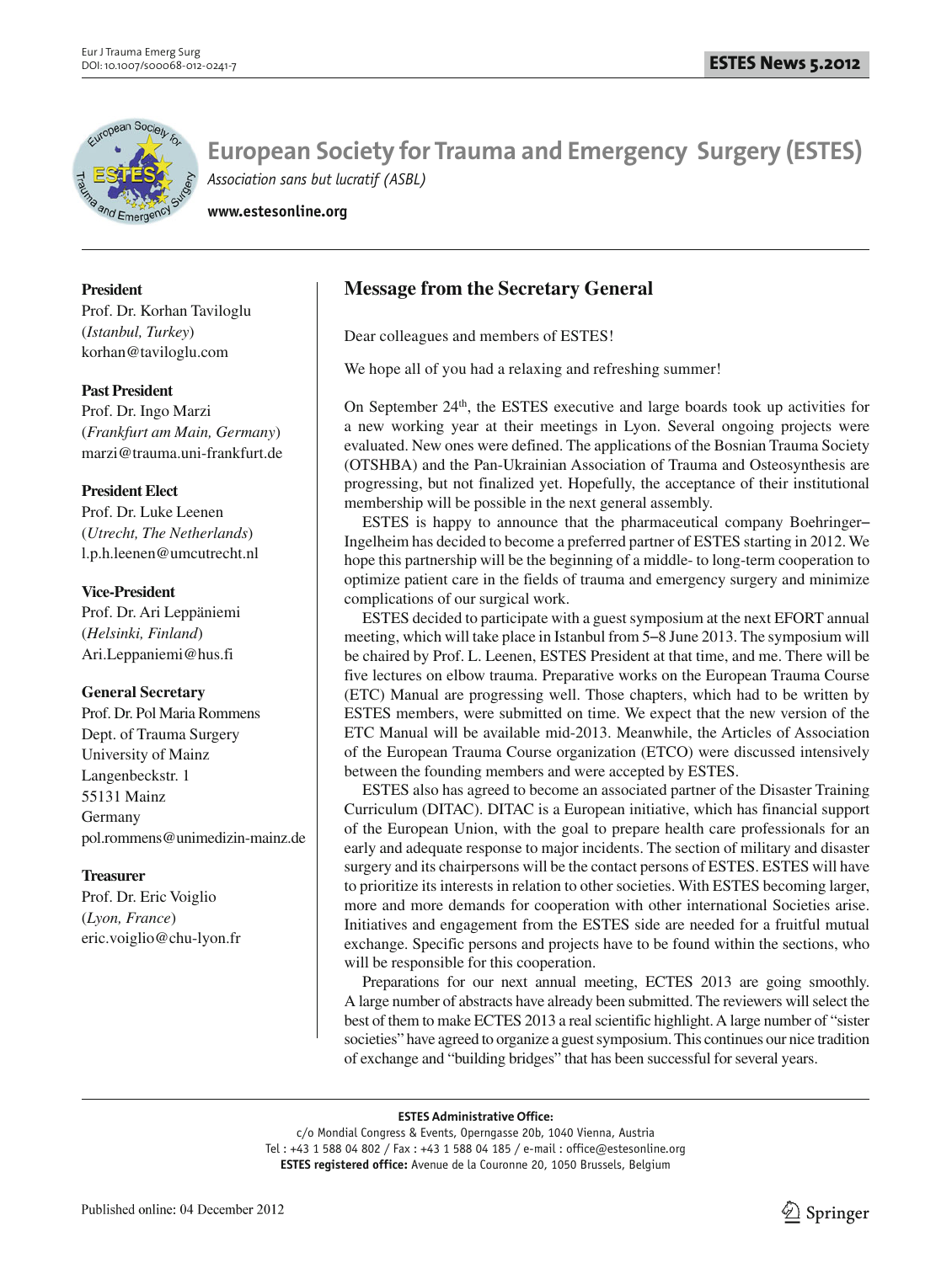# European Society for Trauma and Emergency Surgery (ESTES)

*Association sans but lucratif (ASBL)*

**www.estesonline.org**

**President**
Prof. Dr. Korhan Taviloglu
(*Istanbul, Turkey*)
korhan@taviloglu.com

**Past President**
Prof. Dr. Ingo Marzi
(*Frankfurt am Main, Germany*)
marzi@trauma.uni-frankfurt.de

**President Elect**
Prof. Dr. Luke Leenen
(*Utrecht, The Netherlands*)
l.p.h.leenen@umcutrecht.nl

**Vice-President**
Prof. Dr. Ari Leppäniemi
(*Helsinki, Finland*)
Ari.Leppaniemi@hus.fi

**General Secretary**
Prof. Dr. Pol Maria Rommens
Dept. of Trauma Surgery
University of Mainz
Langenbeckstr. 1
55131 Mainz
Germany
pol.rommens@unimedizin-mainz.de

**Treasurer**
Prof. Dr. Eric Voiglio
(*Lyon, France*)
eric.voiglio@chu-lyon.fr

## Message from the Secretary General

Dear colleagues and members of ESTES!

We hope all of you had a relaxing and refreshing summer!

On September 24th, the ESTES executive and large boards took up activities for a new working year at their meetings in Lyon. Several ongoing projects were evaluated. New ones were defined. The applications of the Bosnian Trauma Society (OTSHBA) and the Pan-Ukrainian Association of Trauma and Osteosynthesis are progressing, but not finalized yet. Hopefully, the acceptance of their institutional membership will be possible in the next general assembly.

ESTES is happy to announce that the pharmaceutical company Boehringer–Ingelheim has decided to become a preferred partner of ESTES starting in 2012. We hope this partnership will be the beginning of a middle- to long-term cooperation to optimize patient care in the fields of trauma and emergency surgery and minimize complications of our surgical work.

ESTES decided to participate with a guest symposium at the next EFORT annual meeting, which will take place in Istanbul from 5–8 June 2013. The symposium will be chaired by Prof. L. Leenen, ESTES President at that time, and me. There will be five lectures on elbow trauma. Preparative works on the European Trauma Course (ETC) Manual are progressing well. Those chapters, which had to be written by ESTES members, were submitted on time. We expect that the new version of the ETC Manual will be available mid-2013. Meanwhile, the Articles of Association of the European Trauma Course organization (ETCO) were discussed intensively between the founding members and were accepted by ESTES.

ESTES also has agreed to become an associated partner of the Disaster Training Curriculum (DITAC). DITAC is a European initiative, which has financial support of the European Union, with the goal to prepare health care professionals for an early and adequate response to major incidents. The section of military and disaster surgery and its chairpersons will be the contact persons of ESTES. ESTES will have to prioritize its interests in relation to other societies. With ESTES becoming larger, more and more demands for cooperation with other international Societies arise. Initiatives and engagement from the ESTES side are needed for a fruitful mutual exchange. Specific persons and projects have to be found within the sections, who will be responsible for this cooperation.

Preparations for our next annual meeting, ECTES 2013 are going smoothly. A large number of abstracts have already been submitted. The reviewers will select the best of them to make ECTES 2013 a real scientific highlight. A large number of "sister societies" have agreed to organize a guest symposium. This continues our nice tradition of exchange and "building bridges" that has been successful for several years.

**ESTES Administrative Office:**
c/o Mondial Congress & Events, Operngasse 20b, 1040 Vienna, Austria
Tel : +43 1 588 04 802 / Fax : +43 1 588 04 185 / e-mail : office@estesonline.org
**ESTES registered office:** Avenue de la Couronne 20, 1050 Brussels, Belgium

Published online: 04 December 2012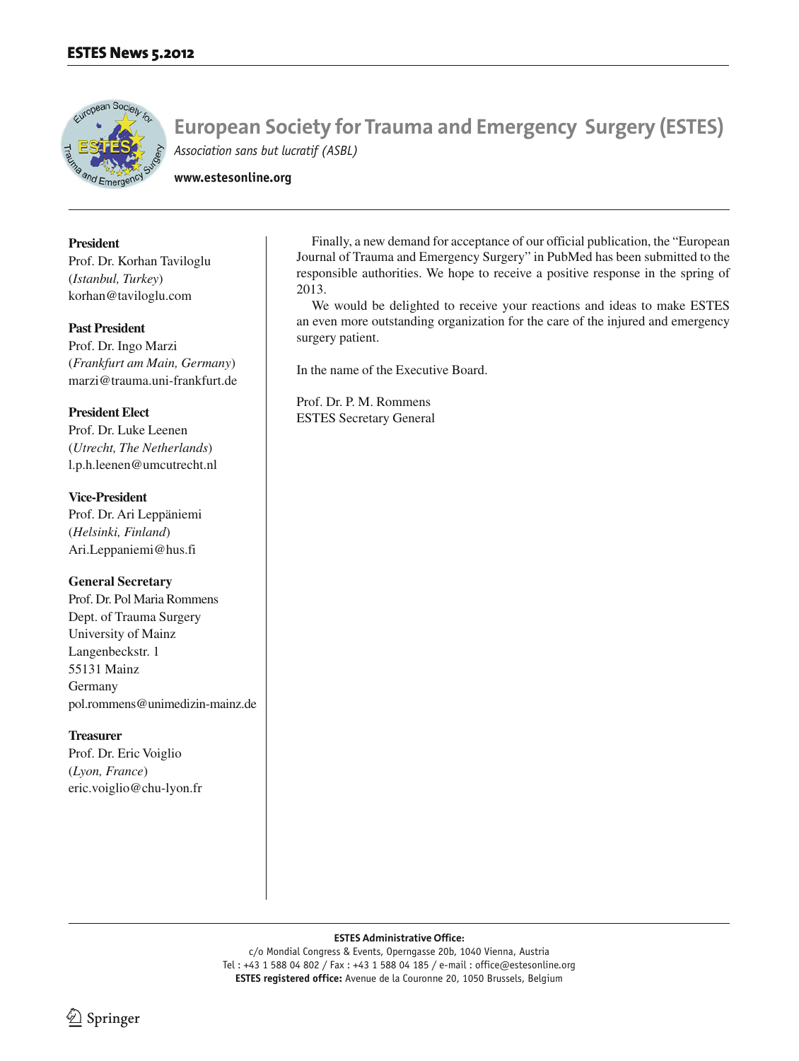# European Society for Trauma and Emergency Surgery (ESTES)

*Association sans but lucratif (ASBL)*

**www.estesonline.org**

**President**
Prof. Dr. Korhan Taviloglu
(*Istanbul, Turkey*)
korhan@taviloglu.com

**Past President**
Prof. Dr. Ingo Marzi
(*Frankfurt am Main, Germany*)
marzi@trauma.uni-frankfurt.de

**President Elect**
Prof. Dr. Luke Leenen
(*Utrecht, The Netherlands*)
l.p.h.leenen@umcutrecht.nl

**Vice-President**
Prof. Dr. Ari Leppäniemi
(*Helsinki, Finland*)
Ari.Leppaniemi@hus.fi

**General Secretary**
Prof. Dr. Pol Maria Rommens
Dept. of Trauma Surgery
University of Mainz
Langenbeckstr. 1
55131 Mainz
Germany
pol.rommens@unimedizin-mainz.de

**Treasurer**
Prof. Dr. Eric Voiglio
(*Lyon, France*)
eric.voiglio@chu-lyon.fr

Finally, a new demand for acceptance of our official publication, the "European Journal of Trauma and Emergency Surgery" in PubMed has been submitted to the responsible authorities. We hope to receive a positive response in the spring of 2013.

We would be delighted to receive your reactions and ideas to make ESTES an even more outstanding organization for the care of the injured and emergency surgery patient.

In the name of the Executive Board.

Prof. Dr. P. M. Rommens
ESTES Secretary General

**ESTES Administrative Office:**
c/o Mondial Congress & Events, Operngasse 20b, 1040 Vienna, Austria
Tel : +43 1 588 04 802 / Fax : +43 1 588 04 185 / e-mail : office@estesonline.org
**ESTES registered office:** Avenue de la Couronne 20, 1050 Brussels, Belgium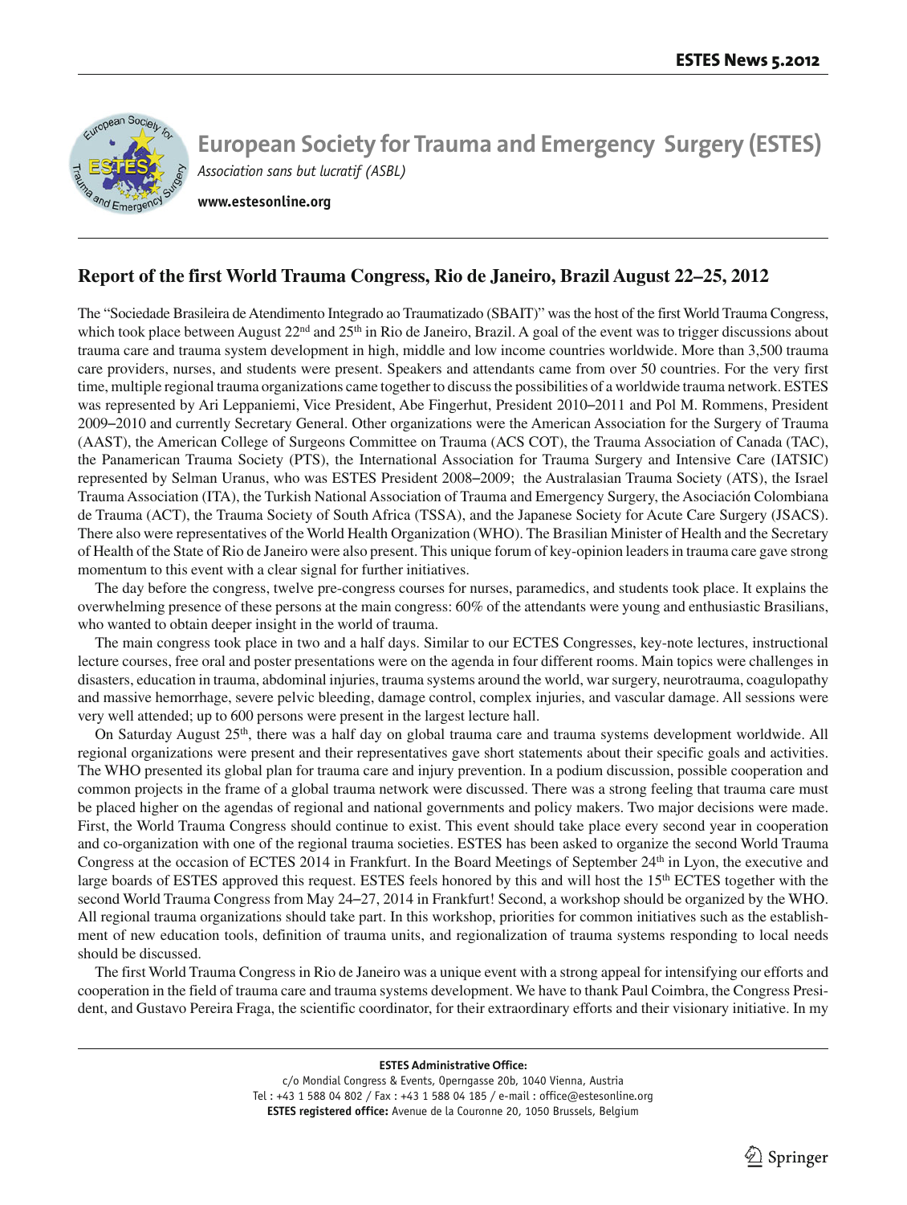# European Society for Trauma and Emergency Surgery (ESTES)

*Association sans but lucratif (ASBL)*

**www.estesonline.org**

## Report of the first World Trauma Congress, Rio de Janeiro, Brazil August 22–25, 2012

The "Sociedade Brasileira de Atendimento Integrado ao Traumatizado (SBAIT)" was the host of the first World Trauma Congress, which took place between August 22nd and 25th in Rio de Janeiro, Brazil. A goal of the event was to trigger discussions about trauma care and trauma system development in high, middle and low income countries worldwide. More than 3,500 trauma care providers, nurses, and students were present. Speakers and attendants came from over 50 countries. For the very first time, multiple regional trauma organizations came together to discuss the possibilities of a worldwide trauma network. ESTES was represented by Ari Leppaniemi, Vice President, Abe Fingerhut, President 2010–2011 and Pol M. Rommens, President 2009–2010 and currently Secretary General. Other organizations were the American Association for the Surgery of Trauma (AAST), the American College of Surgeons Committee on Trauma (ACS COT), the Trauma Association of Canada (TAC), the Panamerican Trauma Society (PTS), the International Association for Trauma Surgery and Intensive Care (IATSIC) represented by Selman Uranus, who was ESTES President 2008–2009; the Australasian Trauma Society (ATS), the Israel Trauma Association (ITA), the Turkish National Association of Trauma and Emergency Surgery, the Asociación Colombiana de Trauma (ACT), the Trauma Society of South Africa (TSSA), and the Japanese Society for Acute Care Surgery (JSACS). There also were representatives of the World Health Organization (WHO). The Brasilian Minister of Health and the Secretary of Health of the State of Rio de Janeiro were also present. This unique forum of key-opinion leaders in trauma care gave strong momentum to this event with a clear signal for further initiatives.

The day before the congress, twelve pre-congress courses for nurses, paramedics, and students took place. It explains the overwhelming presence of these persons at the main congress: 60% of the attendants were young and enthusiastic Brasilians, who wanted to obtain deeper insight in the world of trauma.

The main congress took place in two and a half days. Similar to our ECTES Congresses, key-note lectures, instructional lecture courses, free oral and poster presentations were on the agenda in four different rooms. Main topics were challenges in disasters, education in trauma, abdominal injuries, trauma systems around the world, war surgery, neurotrauma, coagulopathy and massive hemorrhage, severe pelvic bleeding, damage control, complex injuries, and vascular damage. All sessions were very well attended; up to 600 persons were present in the largest lecture hall.

On Saturday August 25th, there was a half day on global trauma care and trauma systems development worldwide. All regional organizations were present and their representatives gave short statements about their specific goals and activities. The WHO presented its global plan for trauma care and injury prevention. In a podium discussion, possible cooperation and common projects in the frame of a global trauma network were discussed. There was a strong feeling that trauma care must be placed higher on the agendas of regional and national governments and policy makers. Two major decisions were made. First, the World Trauma Congress should continue to exist. This event should take place every second year in cooperation and co-organization with one of the regional trauma societies. ESTES has been asked to organize the second World Trauma Congress at the occasion of ECTES 2014 in Frankfurt. In the Board Meetings of September 24th in Lyon, the executive and large boards of ESTES approved this request. ESTES feels honored by this and will host the 15th ECTES together with the second World Trauma Congress from May 24–27, 2014 in Frankfirt! Second, a workshop should be organized by the WHO. All regional trauma organizations should take part. In this workshop, priorities for common initiatives such as the establishment of new education tools, definition of trauma units, and regionalization of trauma systems responding to local needs should be discussed.

The first World Trauma Congress in Rio de Janeiro was a unique event with a strong appeal for intensifying our efforts and cooperation in the field of trauma care and trauma systems development. We have to thank Paul Coimbra, the Congress President, and Gustavo Pereira Fraga, the scientific coordinator, for their extraordinary efforts and their visionary initiative. In my

**ESTES Administrative Office:**
c/o Mondial Congress & Events, Operngasse 20b, 1040 Vienna, Austria
Tel : +43 1 588 04 802 / Fax : +43 1 588 04 185 / e-mail : office@estesonline.org
**ESTES registered office:** Avenue de la Couronne 20, 1050 Brussels, Belgium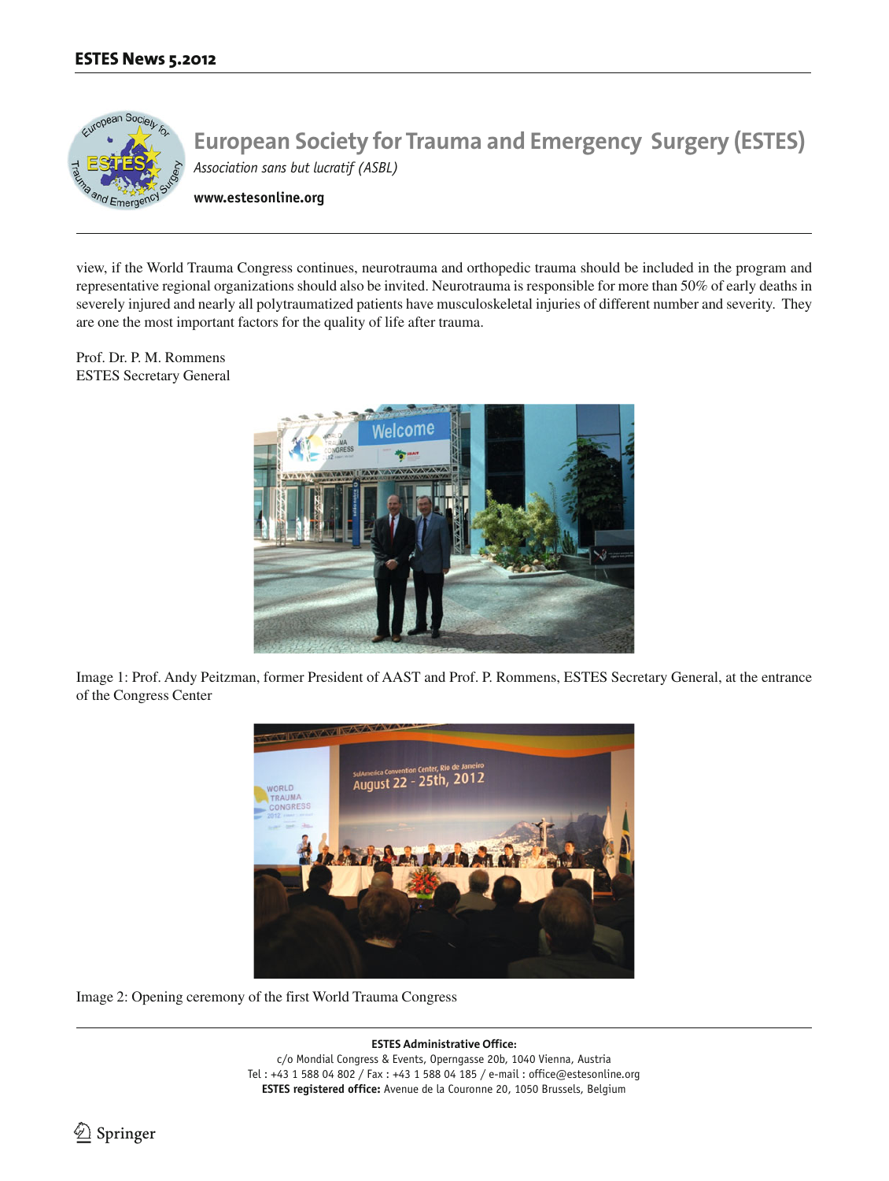view, if the World Trauma Congress continues, neurotrauma and orthopedic trauma should be included in the program and representative regional organizations should also be invited. Neurotrauma is responsible for more than 50% of early deaths in severely injured and nearly all polytraumatized patients have musculoskeletal injuries of different number and severity. They are one the most important factors for the quality of life after trauma.

Prof. Dr. P. M. Rommens
ESTES Secretary General

Image 1: Prof. Andy Peitzman, former President of AAST and Prof. P. Rommens, ESTES Secretary General, at the entrance of the Congress Center

Image 2: Opening ceremony of the first World Trauma Congress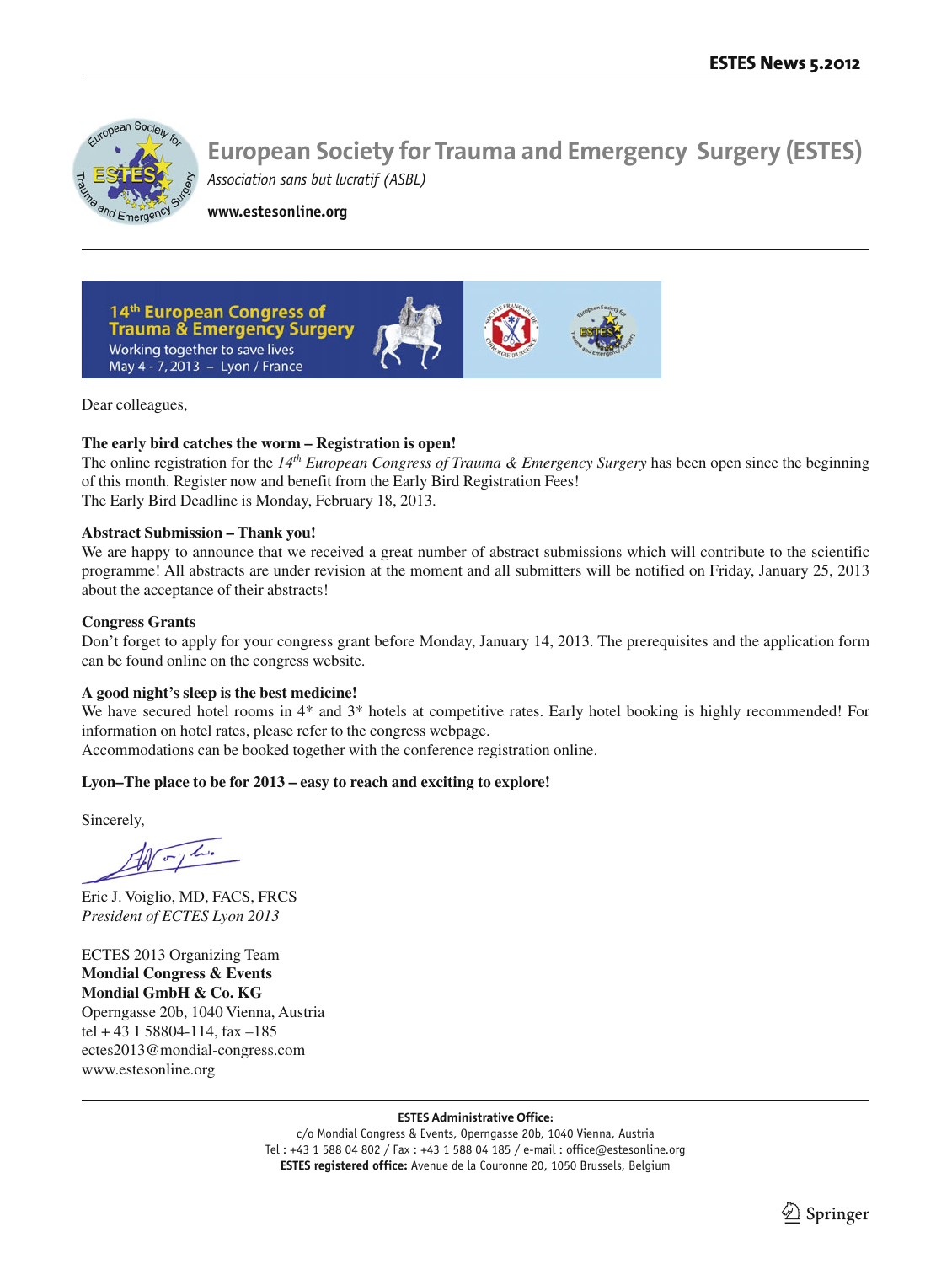# European Society for Trauma and Emergency Surgery (ESTES)

*Association sans but lucratif (ASBL)*

**www.estesonline.org**

14th European Congress of Trauma & Emergency Surgery
Working together to save lives
May 4 - 7, 2013 – Lyon / France

Dear colleagues,

**The early bird catches the worm – Registration is open!**

The online registration for the *14th European Congress of Trauma & Emergency Surgery* has been open since the beginning of this month. Register now and benefit from the Early Bird Registration Fees!
The Early Bird Deadline is Monday, February 18, 2013.

**Abstract Submission – Thank you!**

We are happy to announce that we received a great number of abstract submissions which will contribute to the scientific programme! All abstracts are under revision at the moment and all submitters will be notified on Friday, January 25, 2013 about the acceptance of their abstracts!

**Congress Grants**

Don't forget to apply for your congress grant before Monday, January 14, 2013. The prerequisites and the application form can be found online on the congress website.

**A good night's sleep is the best medicine!**

We have secured hotel rooms in 4* and 3* hotels at competitive rates. Early hotel booking is highly recommended! For information on hotel rates, please refer to the congress webpage.
Accommodations can be booked together with the conference registration online.

**Lyon–The place to be for 2013 – easy to reach and exciting to explore!**

Sincerely,

Eric J. Voiglio, MD, FACS, FRCS
*President of ECTES Lyon 2013*

ECTES 2013 Organizing Team
**Mondial Congress & Events**
**Mondial GmbH & Co. KG**
Operngasse 20b, 1040 Vienna, Austria
tel + 43 1 58804-114, fax –185
ectes2013@mondial-congress.com
www.estesonline.org

**ESTES Administrative Office:**
c/o Mondial Congress & Events, Operngasse 20b, 1040 Vienna, Austria
Tel : +43 1 588 04 802 / Fax : +43 1 588 04 185 / e-mail : office@estesonline.org
**ESTES registered office:** Avenue de la Couronne 20, 1050 Brussels, Belgium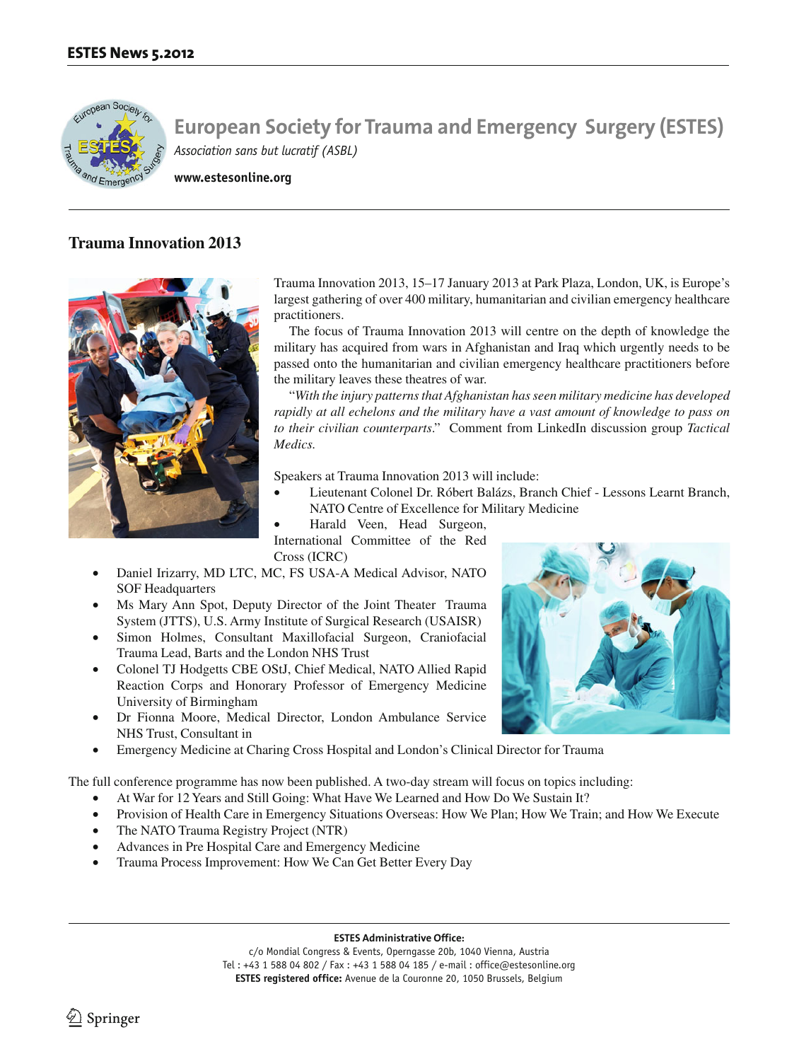# European Society for Trauma and Emergency Surgery (ESTES)

*Association sans but lucratif (ASBL)*

**www.estesonline.org**

## Trauma Innovation 2013

Trauma Innovation 2013, 15–17 January 2013 at Park Plaza, London, UK, is Europe's largest gathering of over 400 military, humanitarian and civilian emergency healthcare practitioners.

The focus of Trauma Innovation 2013 will centre on the depth of knowledge the military has acquired from wars in Afghanistan and Iraq which urgently needs to be passed onto the humanitarian and civilian emergency healthcare practitioners before the military leaves these theatres of war.

"*With the injury patterns that Afghanistan has seen military medicine has developed rapidly at all echelons and the military have a vast amount of knowledge to pass on to their civilian counterparts*." Comment from LinkedIn discussion group *Tactical Medics.*

Speakers at Trauma Innovation 2013 will include:

- Lieutenant Colonel Dr. Róbert Balázs, Branch Chief - Lessons Learnt Branch, NATO Centre of Excellence for Military Medicine
- Harald Veen, Head Surgeon, International Committee of the Red Cross (ICRC)
- Daniel Irizarry, MD LTC, MC, FS USA-A Medical Advisor, NATO SOF Headquarters
- Ms Mary Ann Spot, Deputy Director of the Joint Theater Trauma System (JTTS), U.S. Army Institute of Surgical Research (USAISR)
- Simon Holmes, Consultant Maxillofacial Surgeon, Craniofacial Trauma Lead, Barts and the London NHS Trust
- Colonel TJ Hodgetts CBE OStJ, Chief Medical, NATO Allied Rapid Reaction Corps and Honorary Professor of Emergency Medicine University of Birmingham
- Dr Fionna Moore, Medical Director, London Ambulance Service NHS Trust, Consultant in
- Emergency Medicine at Charing Cross Hospital and London's Clinical Director for Trauma

The full conference programme has now been published. A two-day stream will focus on topics including:

- At War for 12 Years and Still Going: What Have We Learned and How Do We Sustain It?
- Provision of Health Care in Emergency Situations Overseas: How We Plan; How We Train; and How We Execute
- The NATO Trauma Registry Project (NTR)
- Advances in Pre Hospital Care and Emergency Medicine
- Trauma Process Improvement: How We Can Get Better Every Day

**ESTES Administrative Office:**
c/o Mondial Congress & Events, Operngasse 20b, 1040 Vienna, Austria
Tel : +43 1 588 04 802 / Fax : +43 1 588 04 185 / e-mail : office@estesonline.org
**ESTES registered office:** Avenue de la Couronne 20, 1050 Brussels, Belgium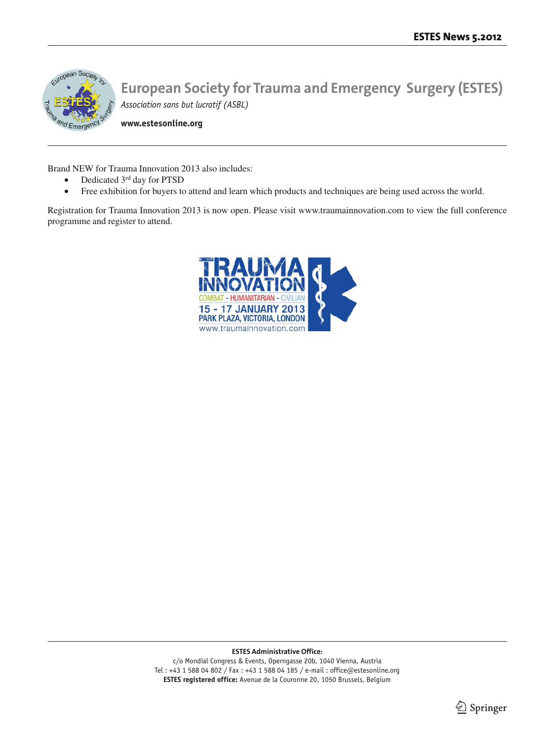Brand NEW for Trauma Innovation 2013 also includes:

- Dedicated 3rd day for PTSD
- Free exhibition for buyers to attend and learn which products and techniques are being used across the world.

Registration for Trauma Innovation 2013 is now open. Please visit www.traumainnovation.com to view the full conference programme and register to attend.

TRAUMA INNOVATION
COMBAT - HUMANITARIAN - CIVILIAN
15 - 17 JANUARY 2013
PARK PLAZA, VICTORIA, LONDON
www.traumainnovation.com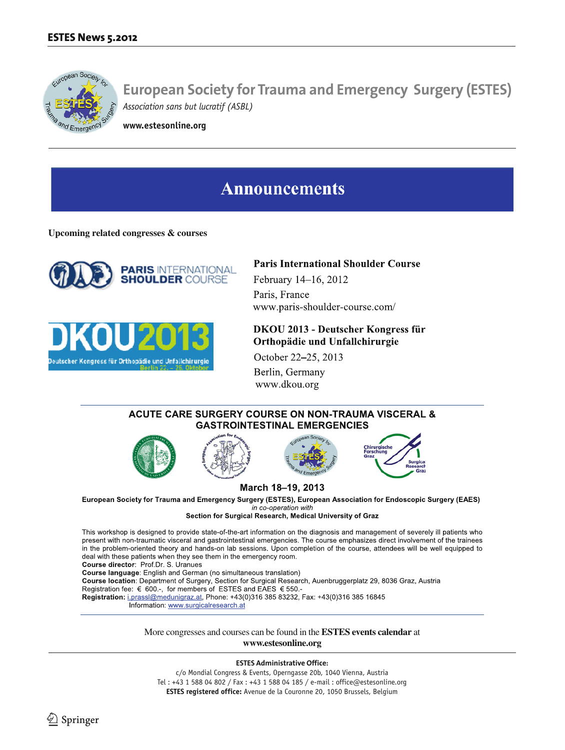# European Society for Trauma and Emergency Surgery (ESTES)

*Association sans but lucratif (ASBL)*

**www.estesonline.org**

# Announcements

**Upcoming related congresses & courses**

### Paris International Shoulder Course

February 14–16, 2012
Paris, France
www.paris-shoulder-course.com/

### DKOU 2013 - Deutscher Kongress für Orthopädie und Unfallchirurgie

October 22–25, 2013
Berlin, Germany
www.dkou.org

## ACUTE CARE SURGERY COURSE ON NON-TRAUMA VISCERAL & GASTROINTESTINAL EMERGENCIES

**March 18–19, 2013**

**European Society for Trauma and Emergency Surgery (ESTES), European Association for Endoscopic Surgery (EAES)**
*in co-operation with*
**Section for Surgical Research, Medical University of Graz**

This workshop is designed to provide state-of-the-art information on the diagnosis and management of severely ill patients who present with non-traumatic visceral and gastrointestinal emergencies. The course emphasizes direct involvement of the trainees in the problem-oriented theory and hands-on lab sessions. Upon completion of the course, attendees will be well equipped to deal with these patients when they see them in the emergency room.

**Course director**: Prof.Dr. S. Uranues
**Course language**: English and German (no simultaneous translation)
**Course location**: Department of Surgery, Section for Surgical Research, Auenbruggerplatz 29, 8036 Graz, Austria
Registration fee: € 600.-, for members of ESTES and EAES € 550.-
**Registration:** i.prassl@medunigraz.at, Phone: +43(0)316 385 83232, Fax: +43(0)316 385 16845
Information: www.surgicalresearch.at

More congresses and courses can be found in the **ESTES events calendar** at **www.estesonline.org**

**ESTES Administrative Office:**
c/o Mondial Congress & Events, Operngasse 20b, 1040 Vienna, Austria
Tel : +43 1 588 04 802 / Fax : +43 1 588 04 185 / e-mail : office@estesonline.org
**ESTES registered office:** Avenue de la Couronne 20, 1050 Brussels, Belgium